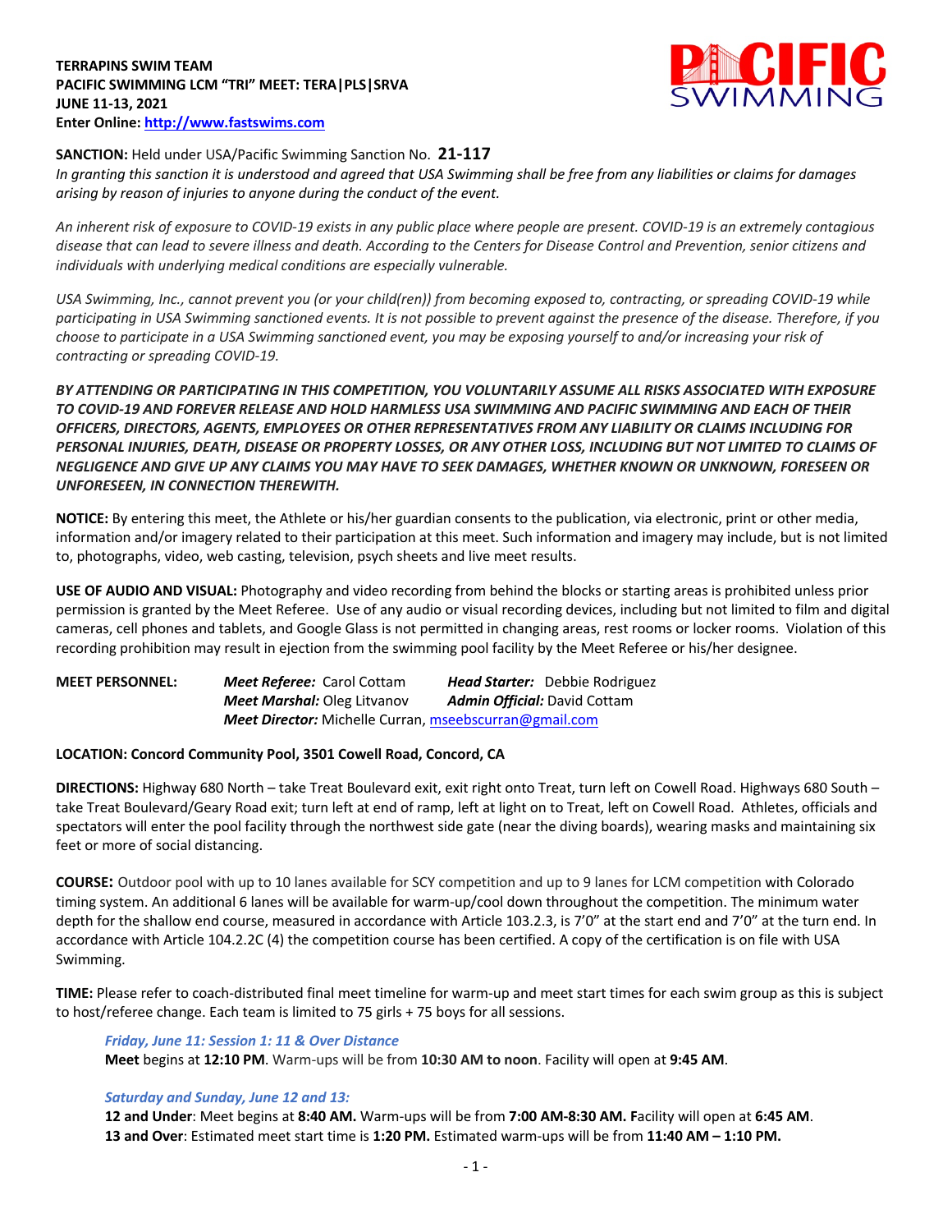**TERRAPINS SWIM TEAM**
**PACIFIC SWIMMING LCM "TRI" MEET: TERA|PLS|SRVA**
**JUNE 11-13, 2021**
**Enter Online: http://www.fastswims.com**

**SANCTION:** Held under USA/Pacific Swimming Sanction No. **21-117**
*In granting this sanction it is understood and agreed that USA Swimming shall be free from any liabilities or claims for damages arising by reason of injuries to anyone during the conduct of the event.*

*An inherent risk of exposure to COVID-19 exists in any public place where people are present. COVID-19 is an extremely contagious disease that can lead to severe illness and death. According to the Centers for Disease Control and Prevention, senior citizens and individuals with underlying medical conditions are especially vulnerable.*

*USA Swimming, Inc., cannot prevent you (or your child(ren)) from becoming exposed to, contracting, or spreading COVID-19 while participating in USA Swimming sanctioned events. It is not possible to prevent against the presence of the disease. Therefore, if you choose to participate in a USA Swimming sanctioned event, you may be exposing yourself to and/or increasing your risk of contracting or spreading COVID-19.*

***BY ATTENDING OR PARTICIPATING IN THIS COMPETITION, YOU VOLUNTARILY ASSUME ALL RISKS ASSOCIATED WITH EXPOSURE TO COVID-19 AND FOREVER RELEASE AND HOLD HARMLESS USA SWIMMING AND PACIFIC SWIMMING AND EACH OF THEIR OFFICERS, DIRECTORS, AGENTS, EMPLOYEES OR OTHER REPRESENTATIVES FROM ANY LIABILITY OR CLAIMS INCLUDING FOR PERSONAL INJURIES, DEATH, DISEASE OR PROPERTY LOSSES, OR ANY OTHER LOSS, INCLUDING BUT NOT LIMITED TO CLAIMS OF NEGLIGENCE AND GIVE UP ANY CLAIMS YOU MAY HAVE TO SEEK DAMAGES, WHETHER KNOWN OR UNKNOWN, FORESEEN OR UNFORESEEN, IN CONNECTION THEREWITH.***

**NOTICE:** By entering this meet, the Athlete or his/her guardian consents to the publication, via electronic, print or other media, information and/or imagery related to their participation at this meet. Such information and imagery may include, but is not limited to, photographs, video, web casting, television, psych sheets and live meet results.

**USE OF AUDIO AND VISUAL:** Photography and video recording from behind the blocks or starting areas is prohibited unless prior permission is granted by the Meet Referee. Use of any audio or visual recording devices, including but not limited to film and digital cameras, cell phones and tablets, and Google Glass is not permitted in changing areas, rest rooms or locker rooms. Violation of this recording prohibition may result in ejection from the swimming pool facility by the Meet Referee or his/her designee.

**MEET PERSONNEL:**
***Meet Referee:*** Carol Cottam — ***Head Starter:*** Debbie Rodriguez
***Meet Marshal:*** Oleg Litvanov — ***Admin Official:*** David Cottam
***Meet Director:*** Michelle Curran, mseebscurran@gmail.com

**LOCATION: Concord Community Pool, 3501 Cowell Road, Concord, CA**

**DIRECTIONS:** Highway 680 North – take Treat Boulevard exit, exit right onto Treat, turn left on Cowell Road. Highways 680 South – take Treat Boulevard/Geary Road exit; turn left at end of ramp, left at light on to Treat, left on Cowell Road. Athletes, officials and spectators will enter the pool facility through the northwest side gate (near the diving boards), wearing masks and maintaining six feet or more of social distancing.

**COURSE:** Outdoor pool with up to 10 lanes available for SCY competition and up to 9 lanes for LCM competition with Colorado timing system. An additional 6 lanes will be available for warm-up/cool down throughout the competition. The minimum water depth for the shallow end course, measured in accordance with Article 103.2.3, is 7'0" at the start end and 7'0" at the turn end. In accordance with Article 104.2.2C (4) the competition course has been certified. A copy of the certification is on file with USA Swimming.

**TIME:** Please refer to coach-distributed final meet timeline for warm-up and meet start times for each swim group as this is subject to host/referee change. Each team is limited to 75 girls + 75 boys for all sessions.

***Friday, June 11: Session 1: 11 & Over Distance***
**Meet** begins at **12:10 PM**. Warm-ups will be from **10:30 AM to noon**. Facility will open at **9:45 AM**.

***Saturday and Sunday, June 12 and 13:***
**12 and Under**: Meet begins at **8:40 AM.** Warm-ups will be from **7:00 AM-8:30 AM. F**acility will open at **6:45 AM**.
**13 and Over**: Estimated meet start time is **1:20 PM.** Estimated warm-ups will be from **11:40 AM – 1:10 PM.**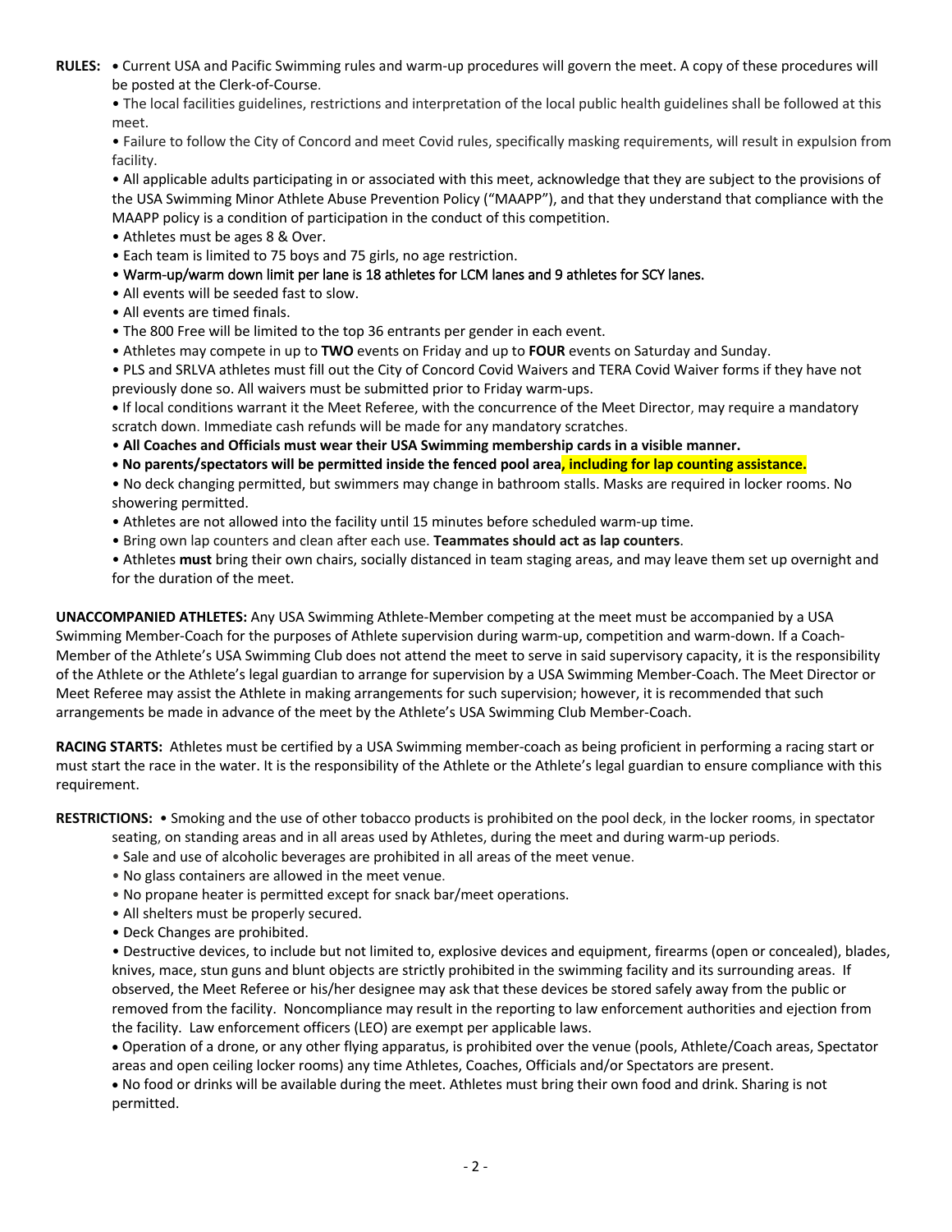**RULES:** • Current USA and Pacific Swimming rules and warm-up procedures will govern the meet. A copy of these procedures will be posted at the Clerk-of-Course.

• The local facilities guidelines, restrictions and interpretation of the local public health guidelines shall be followed at this meet.

• Failure to follow the City of Concord and meet Covid rules, specifically masking requirements, will result in expulsion from facility.

• All applicable adults participating in or associated with this meet, acknowledge that they are subject to the provisions of the USA Swimming Minor Athlete Abuse Prevention Policy ("MAAPP"), and that they understand that compliance with the MAAPP policy is a condition of participation in the conduct of this competition.

• Athletes must be ages 8 & Over.

• Each team is limited to 75 boys and 75 girls, no age restriction.

• Warm-up/warm down limit per lane is 18 athletes for LCM lanes and 9 athletes for SCY lanes.

• All events will be seeded fast to slow.

• All events are timed finals.

• The 800 Free will be limited to the top 36 entrants per gender in each event.

• Athletes may compete in up to **TWO** events on Friday and up to **FOUR** events on Saturday and Sunday.

• PLS and SRLVA athletes must fill out the City of Concord Covid Waivers and TERA Covid Waiver forms if they have not previously done so. All waivers must be submitted prior to Friday warm-ups.

• If local conditions warrant it the Meet Referee, with the concurrence of the Meet Director, may require a mandatory scratch down. Immediate cash refunds will be made for any mandatory scratches.

• **All Coaches and Officials must wear their USA Swimming membership cards in a visible manner.**

• **No parents/spectators will be permitted inside the fenced pool area, including for lap counting assistance.**

• No deck changing permitted, but swimmers may change in bathroom stalls. Masks are required in locker rooms. No showering permitted.

• Athletes are not allowed into the facility until 15 minutes before scheduled warm-up time.

• Bring own lap counters and clean after each use. **Teammates should act as lap counters**.

• Athletes **must** bring their own chairs, socially distanced in team staging areas, and may leave them set up overnight and for the duration of the meet.

**UNACCOMPANIED ATHLETES:** Any USA Swimming Athlete-Member competing at the meet must be accompanied by a USA Swimming Member-Coach for the purposes of Athlete supervision during warm-up, competition and warm-down. If a Coach-Member of the Athlete's USA Swimming Club does not attend the meet to serve in said supervisory capacity, it is the responsibility of the Athlete or the Athlete's legal guardian to arrange for supervision by a USA Swimming Member-Coach. The Meet Director or Meet Referee may assist the Athlete in making arrangements for such supervision; however, it is recommended that such arrangements be made in advance of the meet by the Athlete's USA Swimming Club Member-Coach.

**RACING STARTS:** Athletes must be certified by a USA Swimming member-coach as being proficient in performing a racing start or must start the race in the water. It is the responsibility of the Athlete or the Athlete's legal guardian to ensure compliance with this requirement.

**RESTRICTIONS:** • Smoking and the use of other tobacco products is prohibited on the pool deck, in the locker rooms, in spectator seating, on standing areas and in all areas used by Athletes, during the meet and during warm-up periods.

• Sale and use of alcoholic beverages are prohibited in all areas of the meet venue.

• No glass containers are allowed in the meet venue.

• No propane heater is permitted except for snack bar/meet operations.

• All shelters must be properly secured.

• Deck Changes are prohibited.

• Destructive devices, to include but not limited to, explosive devices and equipment, firearms (open or concealed), blades, knives, mace, stun guns and blunt objects are strictly prohibited in the swimming facility and its surrounding areas. If observed, the Meet Referee or his/her designee may ask that these devices be stored safely away from the public or removed from the facility. Noncompliance may result in the reporting to law enforcement authorities and ejection from the facility. Law enforcement officers (LEO) are exempt per applicable laws.

• Operation of a drone, or any other flying apparatus, is prohibited over the venue (pools, Athlete/Coach areas, Spectator areas and open ceiling locker rooms) any time Athletes, Coaches, Officials and/or Spectators are present.

• No food or drinks will be available during the meet. Athletes must bring their own food and drink. Sharing is not permitted.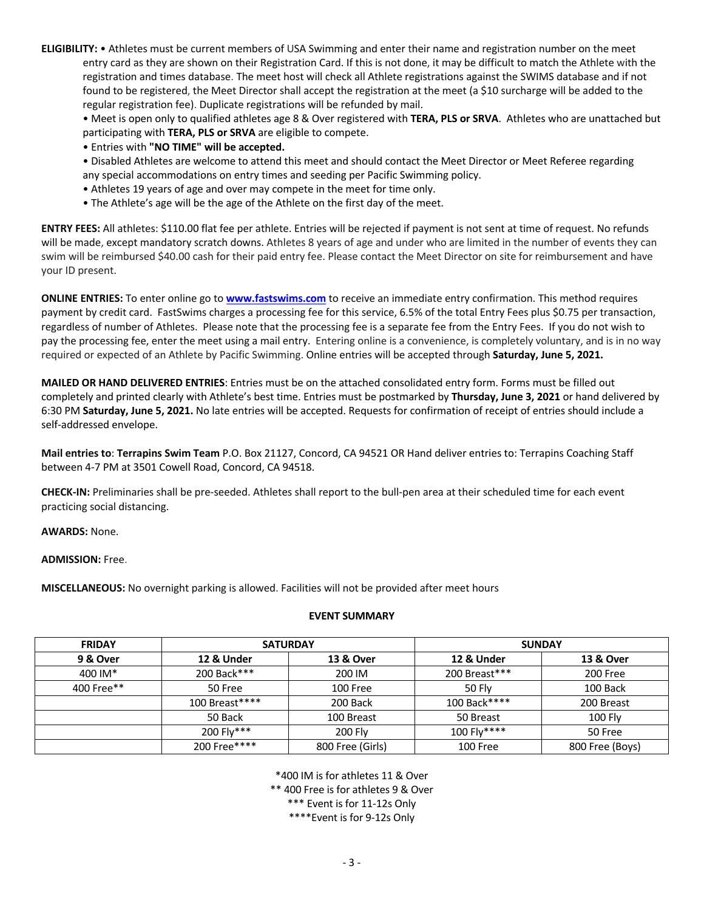**ELIGIBILITY:** • Athletes must be current members of USA Swimming and enter their name and registration number on the meet entry card as they are shown on their Registration Card. If this is not done, it may be difficult to match the Athlete with the registration and times database. The meet host will check all Athlete registrations against the SWIMS database and if not found to be registered, the Meet Director shall accept the registration at the meet (a $10 surcharge will be added to the regular registration fee). Duplicate registrations will be refunded by mail.

• Meet is open only to qualified athletes age 8 & Over registered with **TERA, PLS or SRVA**. Athletes who are unattached but participating with **TERA, PLS or SRVA** are eligible to compete.

• Entries with **"NO TIME" will be accepted.**

• Disabled Athletes are welcome to attend this meet and should contact the Meet Director or Meet Referee regarding any special accommodations on entry times and seeding per Pacific Swimming policy.

• Athletes 19 years of age and over may compete in the meet for time only.

• The Athlete's age will be the age of the Athlete on the first day of the meet.

**ENTRY FEES:** All athletes: $110.00 flat fee per athlete. Entries will be rejected if payment is not sent at time of request. No refunds will be made, except mandatory scratch downs. Athletes 8 years of age and under who are limited in the number of events they can swim will be reimbursed $40.00 cash for their paid entry fee. Please contact the Meet Director on site for reimbursement and have your ID present.

**ONLINE ENTRIES:** To enter online go to **www.fastswims.com** to receive an immediate entry confirmation. This method requires payment by credit card. FastSwims charges a processing fee for this service, 6.5% of the total Entry Fees plus $0.75 per transaction, regardless of number of Athletes. Please note that the processing fee is a separate fee from the Entry Fees. If you do not wish to pay the processing fee, enter the meet using a mail entry. Entering online is a convenience, is completely voluntary, and is in no way required or expected of an Athlete by Pacific Swimming. Online entries will be accepted through **Saturday, June 5, 2021.**

**MAILED OR HAND DELIVERED ENTRIES**: Entries must be on the attached consolidated entry form. Forms must be filled out completely and printed clearly with Athlete's best time. Entries must be postmarked by **Thursday, June 3, 2021** or hand delivered by 6:30 PM **Saturday, June 5, 2021.** No late entries will be accepted. Requests for confirmation of receipt of entries should include a self-addressed envelope.

**Mail entries to**: **Terrapins Swim Team** P.O. Box 21127, Concord, CA 94521 OR Hand deliver entries to: Terrapins Coaching Staff between 4-7 PM at 3501 Cowell Road, Concord, CA 94518.

**CHECK-IN:** Preliminaries shall be pre-seeded. Athletes shall report to the bull-pen area at their scheduled time for each event practicing social distancing.

**AWARDS:** None.

**ADMISSION:** Free.

**MISCELLANEOUS:** No overnight parking is allowed. Facilities will not be provided after meet hours

**EVENT SUMMARY**

| FRIDAY | SATURDAY | | SUNDAY | |
|---|---|---|---|---|
| **9 & Over** | **12 & Under** | **13 & Over** | **12 & Under** | **13 & Over** |
| 400 IM* | 200 Back*** | 200 IM | 200 Breast*** | 200 Free |
| 400 Free** | 50 Free | 100 Free | 50 Fly | 100 Back |
| | 100 Breast**** | 200 Back | 100 Back**** | 200 Breast |
| | 50 Back | 100 Breast | 50 Breast | 100 Fly |
| | 200 Fly*** | 200 Fly | 100 Fly**** | 50 Free |
| | 200 Free**** | 800 Free (Girls) | 100 Free | 800 Free (Boys) |

*400 IM is for athletes 11 & Over

** 400 Free is for athletes 9 & Over

*** Event is for 11-12s Only

****Event is for 9-12s Only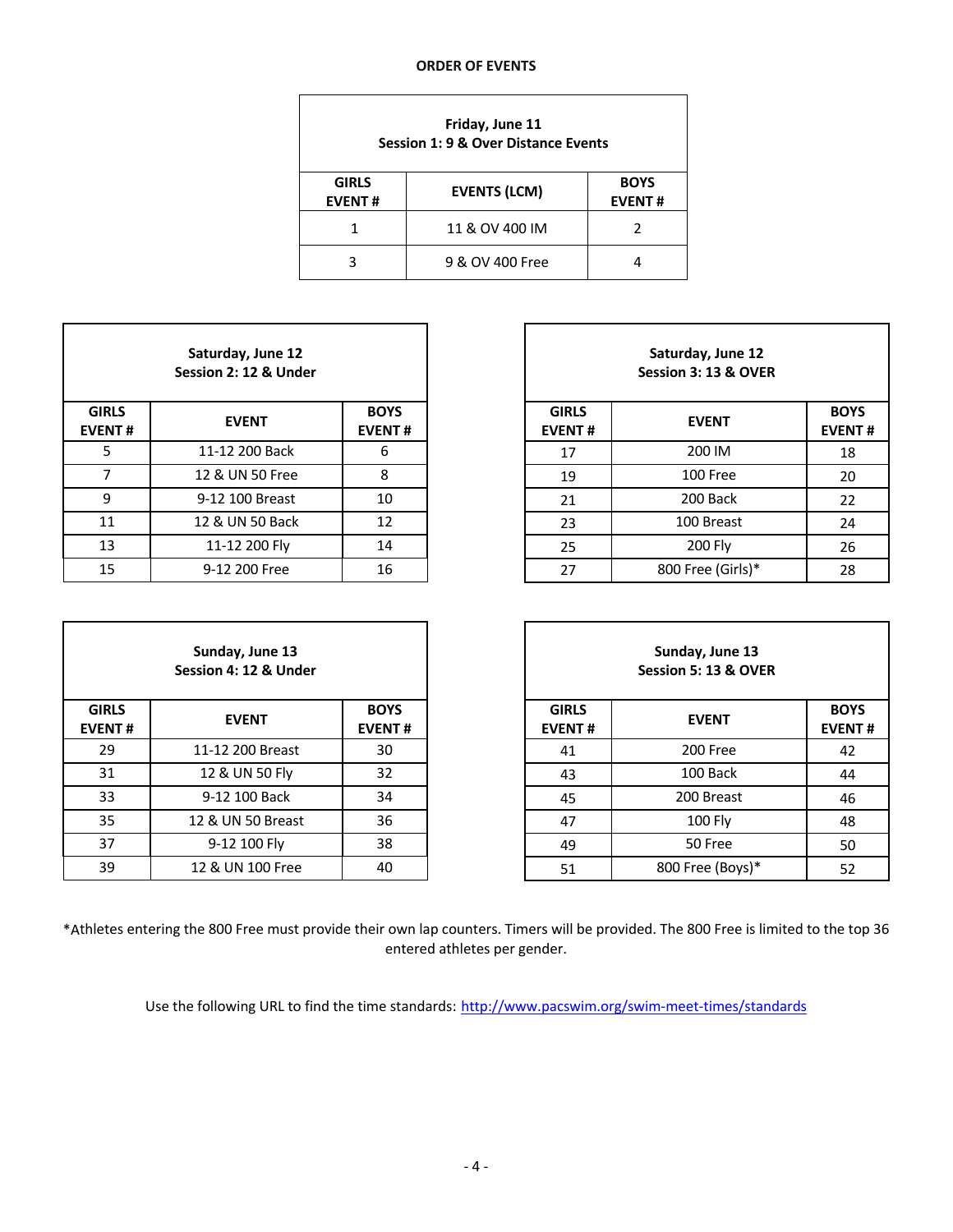# ORDER OF EVENTS

| Friday, June 11<br>Session 1: 9 & Over Distance Events | | |
|---|---|---|
| **GIRLS EVENT #** | **EVENTS (LCM)** | **BOYS EVENT #** |
| 1 | 11 & OV 400 IM | 2 |
| 3 | 9 & OV 400 Free | 4 |

| Saturday, June 12<br>Session 2: 12 & Under | | |
|---|---|---|
| **GIRLS EVENT #** | **EVENT** | **BOYS EVENT #** |
| 5 | 11-12 200 Back | 6 |
| 7 | 12 & UN 50 Free | 8 |
| 9 | 9-12 100 Breast | 10 |
| 11 | 12 & UN 50 Back | 12 |
| 13 | 11-12 200 Fly | 14 |
| 15 | 9-12 200 Free | 16 |

| Saturday, June 12<br>Session 3: 13 & OVER | | |
|---|---|---|
| **GIRLS EVENT #** | **EVENT** | **BOYS EVENT #** |
| 17 | 200 IM | 18 |
| 19 | 100 Free | 20 |
| 21 | 200 Back | 22 |
| 23 | 100 Breast | 24 |
| 25 | 200 Fly | 26 |
| 27 | 800 Free (Girls)* | 28 |

| Sunday, June 13<br>Session 4: 12 & Under | | |
|---|---|---|
| **GIRLS EVENT #** | **EVENT** | **BOYS EVENT #** |
| 29 | 11-12 200 Breast | 30 |
| 31 | 12 & UN 50 Fly | 32 |
| 33 | 9-12 100 Back | 34 |
| 35 | 12 & UN 50 Breast | 36 |
| 37 | 9-12 100 Fly | 38 |
| 39 | 12 & UN 100 Free | 40 |

| Sunday, June 13<br>Session 5: 13 & OVER | | |
|---|---|---|
| **GIRLS EVENT #** | **EVENT** | **BOYS EVENT #** |
| 41 | 200 Free | 42 |
| 43 | 100 Back | 44 |
| 45 | 200 Breast | 46 |
| 47 | 100 Fly | 48 |
| 49 | 50 Free | 50 |
| 51 | 800 Free (Boys)* | 52 |

*Athletes entering the 800 Free must provide their own lap counters. Timers will be provided. The 800 Free is limited to the top 36 entered athletes per gender.

Use the following URL to find the time standards: http://www.pacswim.org/swim-meet-times/standards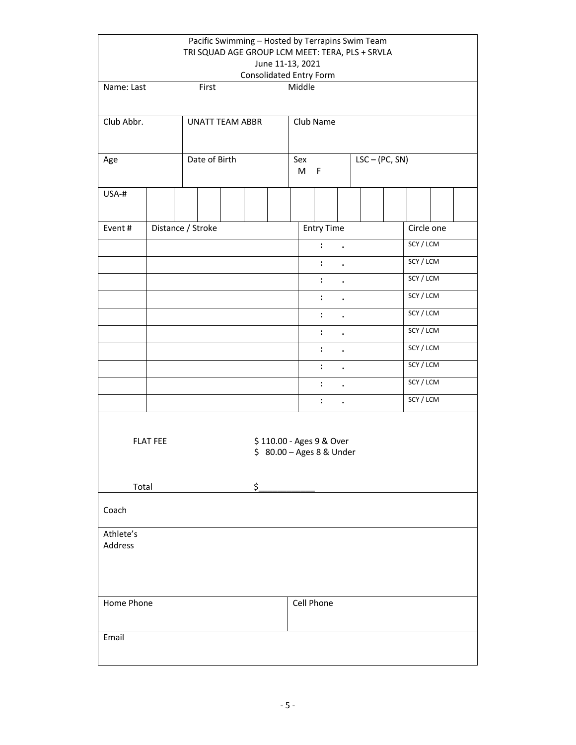Pacific Swimming – Hosted by Terrapins Swim Team
TRI SQUAD AGE GROUP LCM MEET: TERA, PLS + SRVLA
June 11-13, 2021
Consolidated Entry Form

| | | | |
|---|---|---|---|
| Name: Last | First | Middle | |
| Club Abbr. | UNATT TEAM ABBR | Club Name | |
| Age | Date of Birth | Sex M F | LSC – (PC, SN) |
| USA-# | | | |

| Event # | Distance / Stroke | Entry Time | Circle one |
|---|---|---|---|
| | | : . | SCY / LCM |
| | | : . | SCY / LCM |
| | | : . | SCY / LCM |
| | | : . | SCY / LCM |
| | | : . | SCY / LCM |
| | | : . | SCY / LCM |
| | | : . | SCY / LCM |
| | | : . | SCY / LCM |
| | | : . | SCY / LCM |
| | | : . | SCY / LCM |

FLAT FEE $110.00 - Ages 9 & Over
$ 80.00 – Ages 8 & Under

Total $___________

| | |
|---|---|
| Coach | |
| Athlete's Address | |
| Home Phone | Cell Phone |
| Email | |